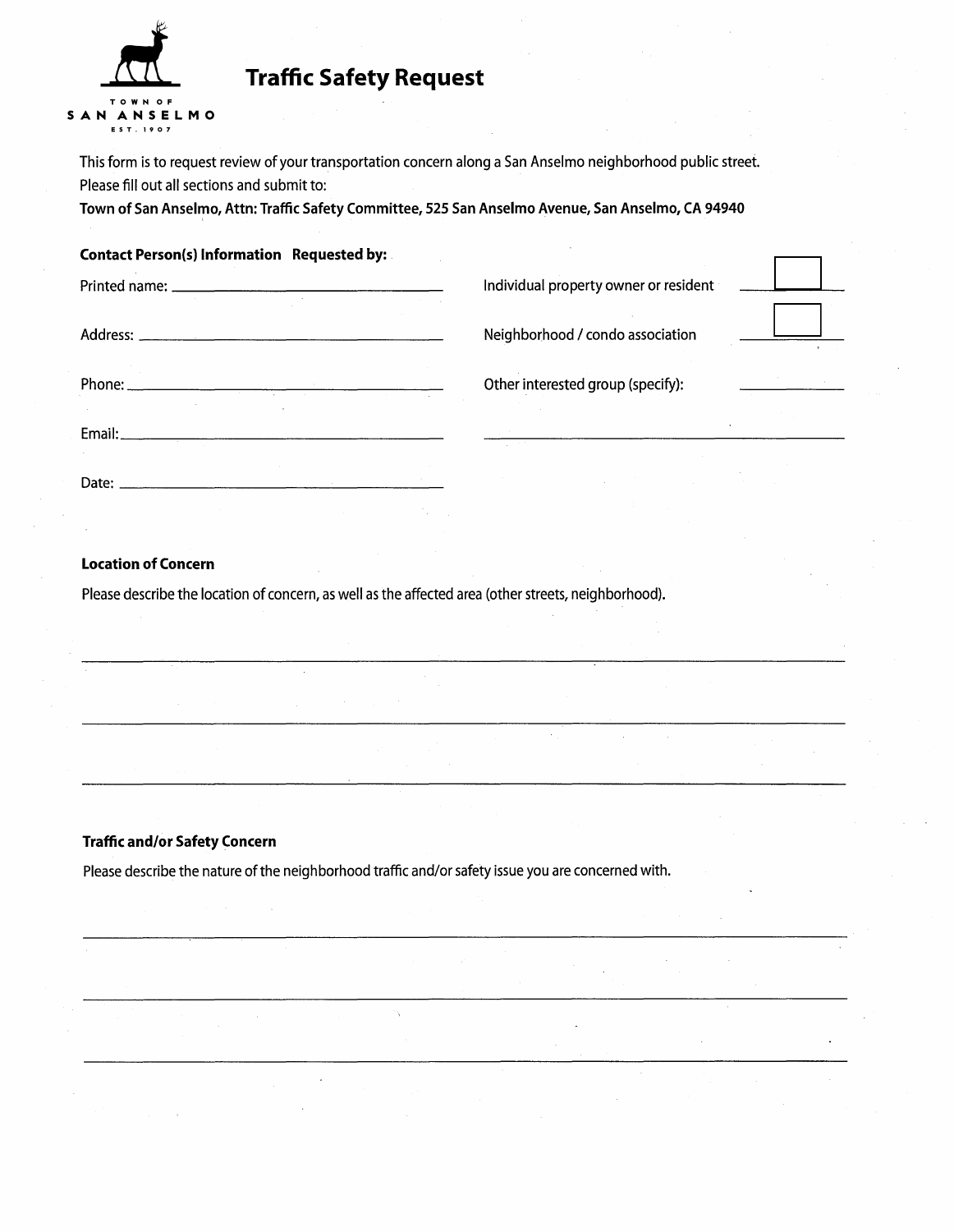TOWN OF
SAN ANSELMO
EST. 1907

# Traffic Safety Request

This form is to request review of your transportation concern along a San Anselmo neighborhood public street.
Please fill out all sections and submit to:
**Town of San Anselmo, Attn: Traffic Safety Committee, 525 San Anselmo Avenue, San Anselmo, CA 94940**

**Contact Person(s) Information Requested by:**

Printed name: ______________________________

Address: ______________________________

Phone: ______________________________

Email: ______________________________

Date: ______________________________

Individual property owner or resident ☐

Neighborhood / condo association ☐

Other interested group (specify): __________

______________________________

**Location of Concern**

Please describe the location of concern, as well as the affected area (other streets, neighborhood).

______________________________

______________________________

______________________________

**Traffic and/or Safety Concern**

Please describe the nature of the neighborhood traffic and/or safety issue you are concerned with.

______________________________

______________________________

______________________________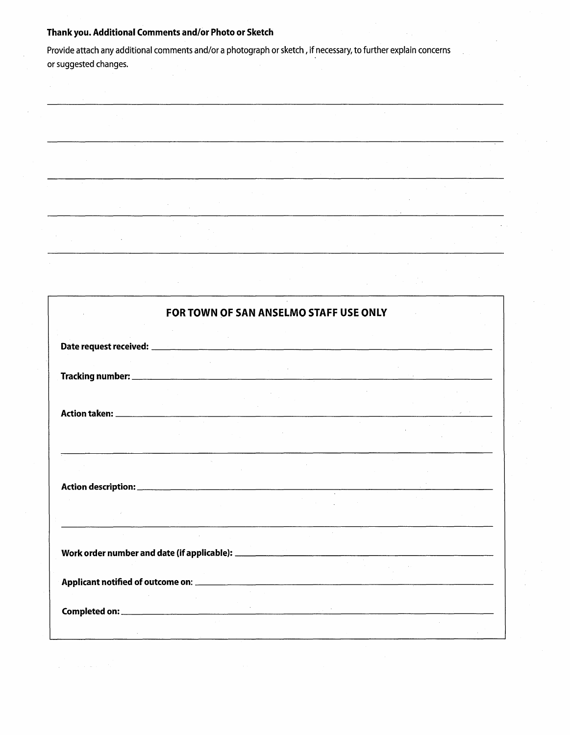**Thank you. Additional Comments and/or Photo or Sketch**

Provide attach any additional comments and/or a photograph or sketch , if necessary, to further explain concerns or suggested changes.

\_\_\_\_\_\_\_\_\_\_\_\_\_\_\_\_\_\_\_\_\_\_\_\_\_\_\_\_\_\_\_\_\_\_\_\_\_\_\_\_\_\_\_\_\_\_\_\_\_\_\_\_\_\_\_\_\_\_\_\_

\_\_\_\_\_\_\_\_\_\_\_\_\_\_\_\_\_\_\_\_\_\_\_\_\_\_\_\_\_\_\_\_\_\_\_\_\_\_\_\_\_\_\_\_\_\_\_\_\_\_\_\_\_\_\_\_\_\_\_\_

\_\_\_\_\_\_\_\_\_\_\_\_\_\_\_\_\_\_\_\_\_\_\_\_\_\_\_\_\_\_\_\_\_\_\_\_\_\_\_\_\_\_\_\_\_\_\_\_\_\_\_\_\_\_\_\_\_\_\_\_

\_\_\_\_\_\_\_\_\_\_\_\_\_\_\_\_\_\_\_\_\_\_\_\_\_\_\_\_\_\_\_\_\_\_\_\_\_\_\_\_\_\_\_\_\_\_\_\_\_\_\_\_\_\_\_\_\_\_\_\_

\_\_\_\_\_\_\_\_\_\_\_\_\_\_\_\_\_\_\_\_\_\_\_\_\_\_\_\_\_\_\_\_\_\_\_\_\_\_\_\_\_\_\_\_\_\_\_\_\_\_\_\_\_\_\_\_\_\_\_\_

## FOR TOWN OF SAN ANSELMO STAFF USE ONLY

**Date request received:** \_\_\_\_\_\_\_\_\_\_\_\_\_\_\_\_\_\_\_\_\_\_\_\_\_\_\_\_\_\_\_\_\_\_\_\_\_\_\_\_\_\_

**Tracking number:** \_\_\_\_\_\_\_\_\_\_\_\_\_\_\_\_\_\_\_\_\_\_\_\_\_\_\_\_\_\_\_\_\_\_\_\_\_\_\_\_\_\_\_\_\_\_

**Action taken:** \_\_\_\_\_\_\_\_\_\_\_\_\_\_\_\_\_\_\_\_\_\_\_\_\_\_\_\_\_\_\_\_\_\_\_\_\_\_\_\_\_\_\_\_\_\_\_\_\_

\_\_\_\_\_\_\_\_\_\_\_\_\_\_\_\_\_\_\_\_\_\_\_\_\_\_\_\_\_\_\_\_\_\_\_\_\_\_\_\_\_\_\_\_\_\_\_\_\_\_\_\_\_\_\_\_\_\_\_\_

**Action description:** \_\_\_\_\_\_\_\_\_\_\_\_\_\_\_\_\_\_\_\_\_\_\_\_\_\_\_\_\_\_\_\_\_\_\_\_\_\_\_\_\_\_\_\_

\_\_\_\_\_\_\_\_\_\_\_\_\_\_\_\_\_\_\_\_\_\_\_\_\_\_\_\_\_\_\_\_\_\_\_\_\_\_\_\_\_\_\_\_\_\_\_\_\_\_\_\_\_\_\_\_\_\_\_\_

**Work order number and date (if applicable):** \_\_\_\_\_\_\_\_\_\_\_\_\_\_\_\_\_\_\_\_\_\_\_\_\_\_\_\_

**Applicant notified of outcome on:** \_\_\_\_\_\_\_\_\_\_\_\_\_\_\_\_\_\_\_\_\_\_\_\_\_\_\_\_\_\_\_\_\_\_\_\_

**Completed on:** \_\_\_\_\_\_\_\_\_\_\_\_\_\_\_\_\_\_\_\_\_\_\_\_\_\_\_\_\_\_\_\_\_\_\_\_\_\_\_\_\_\_\_\_\_\_\_\_\_